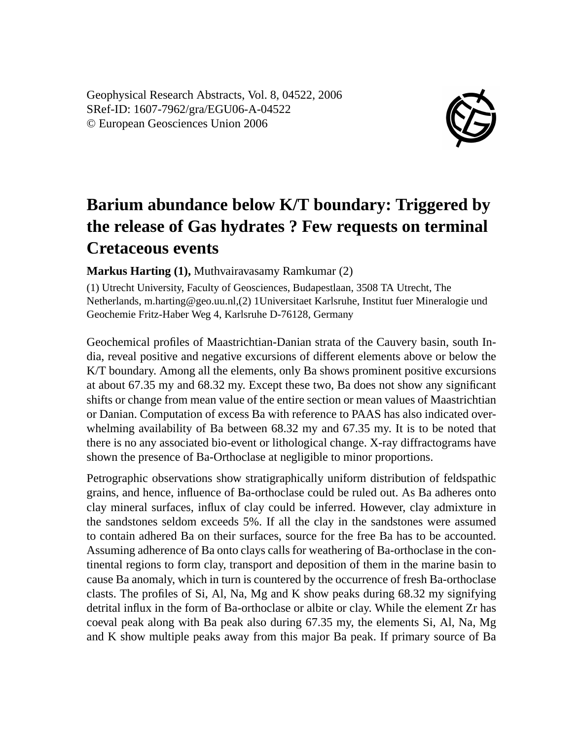Geophysical Research Abstracts, Vol. 8, 04522, 2006
SRef-ID: 1607-7962/gra/EGU06-A-04522
© European Geosciences Union 2006

# Barium abundance below K/T boundary: Triggered by the release of Gas hydrates ? Few requests on terminal Cretaceous events

**Markus Harting (1),** Muthvairavasamy Ramkumar (2)

(1) Utrecht University, Faculty of Geosciences, Budapestlaan, 3508 TA Utrecht, The Netherlands, m.harting@geo.uu.nl,(2) 1Universitaet Karlsruhe, Institut fuer Mineralogie und Geochemie Fritz-Haber Weg 4, Karlsruhe D-76128, Germany

Geochemical profiles of Maastrichtian-Danian strata of the Cauvery basin, south India, reveal positive and negative excursions of different elements above or below the K/T boundary. Among all the elements, only Ba shows prominent positive excursions at about 67.35 my and 68.32 my. Except these two, Ba does not show any significant shifts or change from mean value of the entire section or mean values of Maastrichtian or Danian. Computation of excess Ba with reference to PAAS has also indicated overwhelming availability of Ba between 68.32 my and 67.35 my. It is to be noted that there is no any associated bio-event or lithological change. X-ray diffractograms have shown the presence of Ba-Orthoclase at negligible to minor proportions.

Petrographic observations show stratigraphically uniform distribution of feldspathic grains, and hence, influence of Ba-orthoclase could be ruled out. As Ba adheres onto clay mineral surfaces, influx of clay could be inferred. However, clay admixture in the sandstones seldom exceeds 5%. If all the clay in the sandstones were assumed to contain adhered Ba on their surfaces, source for the free Ba has to be accounted. Assuming adherence of Ba onto clays calls for weathering of Ba-orthoclase in the continental regions to form clay, transport and deposition of them in the marine basin to cause Ba anomaly, which in turn is countered by the occurrence of fresh Ba-orthoclase clasts. The profiles of Si, Al, Na, Mg and K show peaks during 68.32 my signifying detrital influx in the form of Ba-orthoclase or albite or clay. While the element Zr has coeval peak along with Ba peak also during 67.35 my, the elements Si, Al, Na, Mg and K show multiple peaks away from this major Ba peak. If primary source of Ba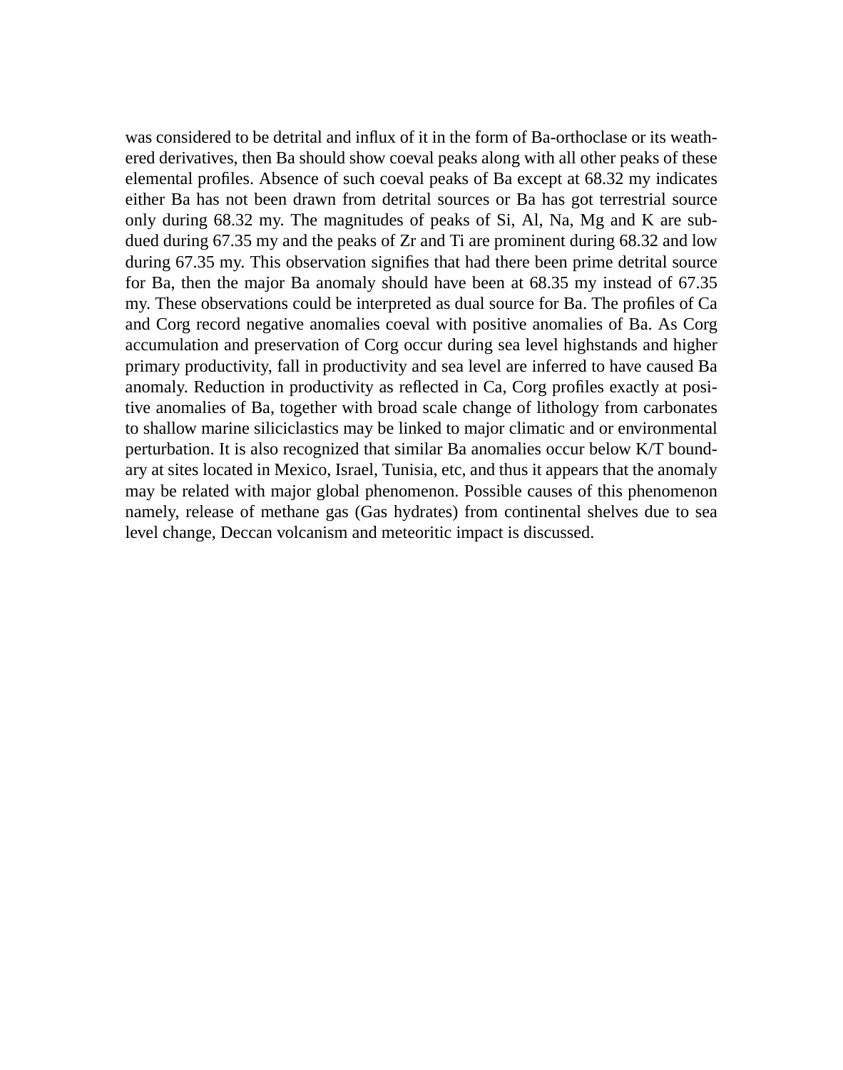was considered to be detrital and influx of it in the form of Ba-orthoclase or its weathered derivatives, then Ba should show coeval peaks along with all other peaks of these elemental profiles. Absence of such coeval peaks of Ba except at 68.32 my indicates either Ba has not been drawn from detrital sources or Ba has got terrestrial source only during 68.32 my. The magnitudes of peaks of Si, Al, Na, Mg and K are subdued during 67.35 my and the peaks of Zr and Ti are prominent during 68.32 and low during 67.35 my. This observation signifies that had there been prime detrital source for Ba, then the major Ba anomaly should have been at 68.35 my instead of 67.35 my. These observations could be interpreted as dual source for Ba. The profiles of Ca and Corg record negative anomalies coeval with positive anomalies of Ba. As Corg accumulation and preservation of Corg occur during sea level highstands and higher primary productivity, fall in productivity and sea level are inferred to have caused Ba anomaly. Reduction in productivity as reflected in Ca, Corg profiles exactly at positive anomalies of Ba, together with broad scale change of lithology from carbonates to shallow marine siliciclastics may be linked to major climatic and or environmental perturbation. It is also recognized that similar Ba anomalies occur below K/T boundary at sites located in Mexico, Israel, Tunisia, etc, and thus it appears that the anomaly may be related with major global phenomenon. Possible causes of this phenomenon namely, release of methane gas (Gas hydrates) from continental shelves due to sea level change, Deccan volcanism and meteoritic impact is discussed.